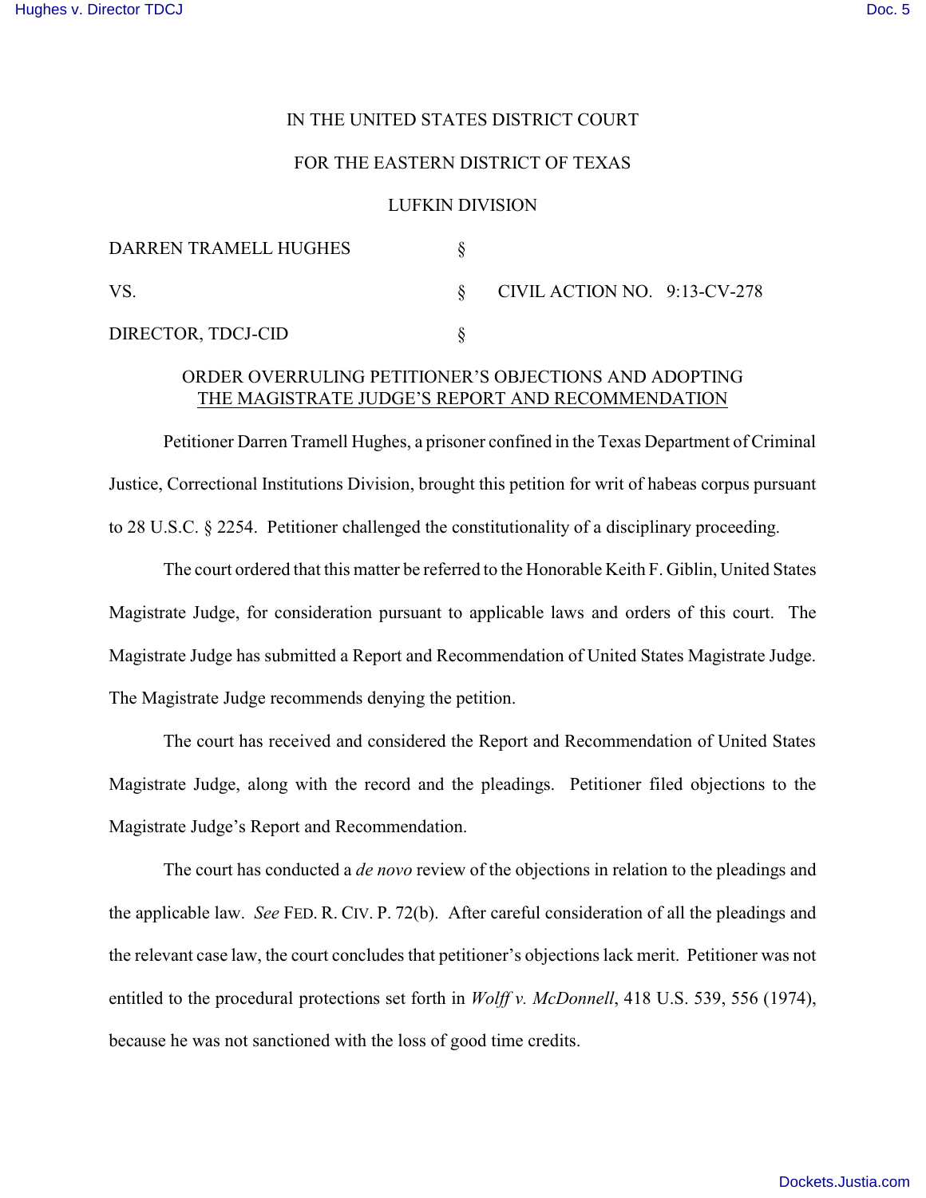IN THE UNITED STATES DISTRICT COURT

FOR THE EASTERN DISTRICT OF TEXAS

LUFKIN DIVISION

| | | |
|---|---|---|
| DARREN TRAMELL HUGHES | § | |
| VS. | § | CIVIL ACTION NO. 9:13-CV-278 |
| DIRECTOR, TDCJ-CID | § | |

## ORDER OVERRULING PETITIONER'S OBJECTIONS AND ADOPTING THE MAGISTRATE JUDGE'S REPORT AND RECOMMENDATION

Petitioner Darren Tramell Hughes, a prisoner confined in the Texas Department of Criminal Justice, Correctional Institutions Division, brought this petition for writ of habeas corpus pursuant to 28 U.S.C. § 2254. Petitioner challenged the constitutionality of a disciplinary proceeding.

The court ordered that this matter be referred to the Honorable Keith F. Giblin, United States Magistrate Judge, for consideration pursuant to applicable laws and orders of this court. The Magistrate Judge has submitted a Report and Recommendation of United States Magistrate Judge. The Magistrate Judge recommends denying the petition.

The court has received and considered the Report and Recommendation of United States Magistrate Judge, along with the record and the pleadings. Petitioner filed objections to the Magistrate Judge's Report and Recommendation.

The court has conducted a *de novo* review of the objections in relation to the pleadings and the applicable law. *See* FED. R. CIV. P. 72(b). After careful consideration of all the pleadings and the relevant case law, the court concludes that petitioner's objections lack merit. Petitioner was not entitled to the procedural protections set forth in *Wolff v. McDonnell*, 418 U.S. 539, 556 (1974), because he was not sanctioned with the loss of good time credits.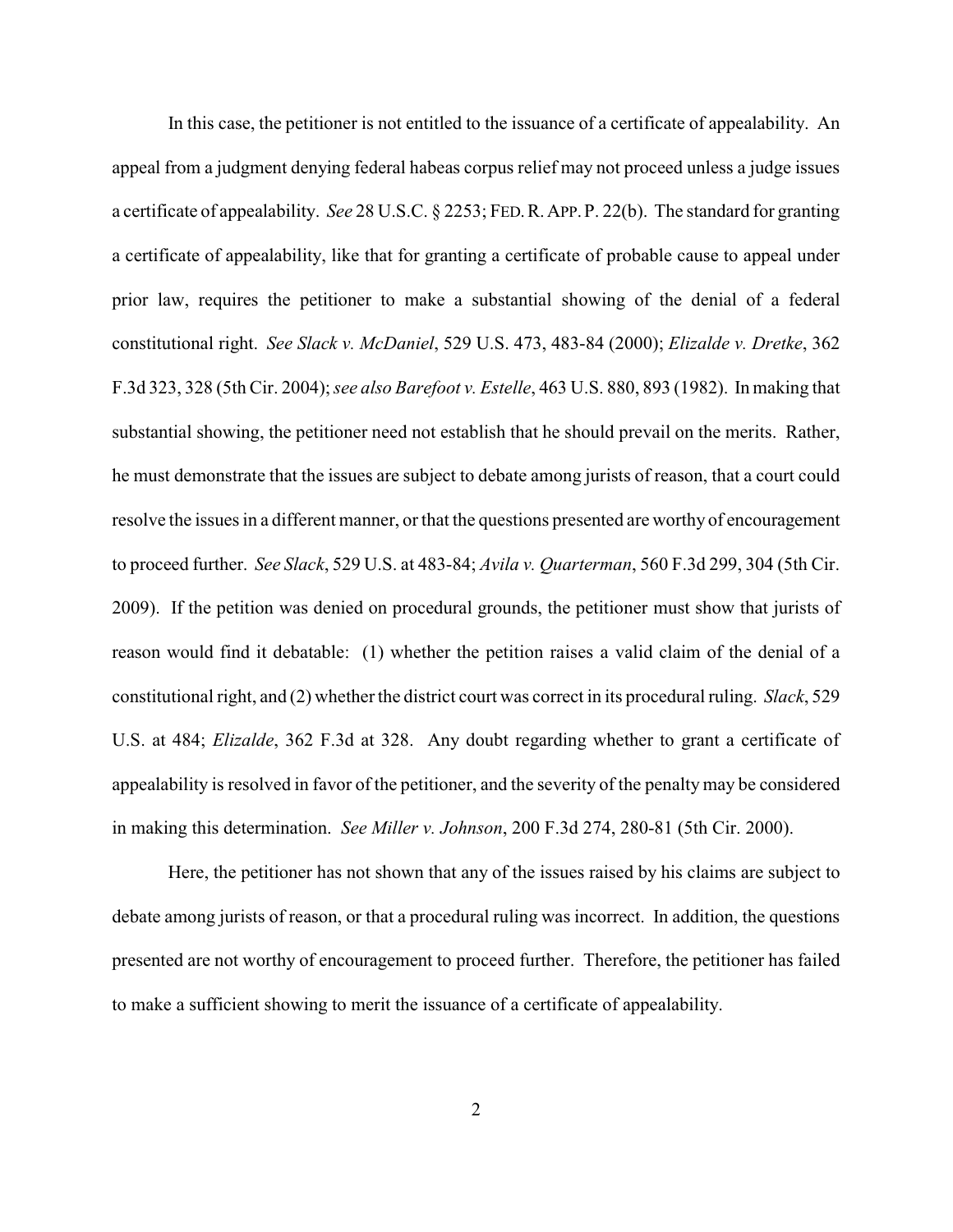In this case, the petitioner is not entitled to the issuance of a certificate of appealability. An appeal from a judgment denying federal habeas corpus relief may not proceed unless a judge issues a certificate of appealability. *See* 28 U.S.C. § 2253; FED. R. APP. P. 22(b). The standard for granting a certificate of appealability, like that for granting a certificate of probable cause to appeal under prior law, requires the petitioner to make a substantial showing of the denial of a federal constitutional right. *See Slack v. McDaniel*, 529 U.S. 473, 483-84 (2000); *Elizalde v. Dretke*, 362 F.3d 323, 328 (5th Cir. 2004); *see also Barefoot v. Estelle*, 463 U.S. 880, 893 (1982). In making that substantial showing, the petitioner need not establish that he should prevail on the merits. Rather, he must demonstrate that the issues are subject to debate among jurists of reason, that a court could resolve the issues in a different manner, or that the questions presented are worthy of encouragement to proceed further. *See Slack*, 529 U.S. at 483-84; *Avila v. Quarterman*, 560 F.3d 299, 304 (5th Cir. 2009). If the petition was denied on procedural grounds, the petitioner must show that jurists of reason would find it debatable: (1) whether the petition raises a valid claim of the denial of a constitutional right, and (2) whether the district court was correct in its procedural ruling. *Slack*, 529 U.S. at 484; *Elizalde*, 362 F.3d at 328. Any doubt regarding whether to grant a certificate of appealability is resolved in favor of the petitioner, and the severity of the penalty may be considered in making this determination. *See Miller v. Johnson*, 200 F.3d 274, 280-81 (5th Cir. 2000).

Here, the petitioner has not shown that any of the issues raised by his claims are subject to debate among jurists of reason, or that a procedural ruling was incorrect. In addition, the questions presented are not worthy of encouragement to proceed further. Therefore, the petitioner has failed to make a sufficient showing to merit the issuance of a certificate of appealability.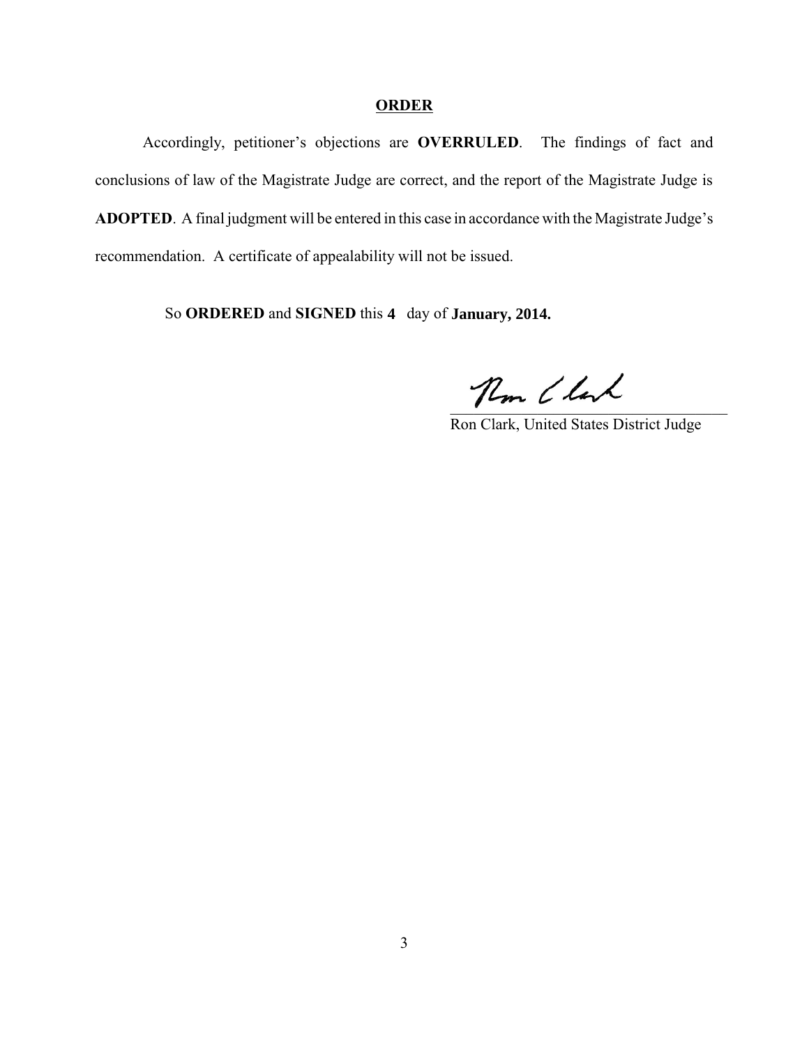## ORDER

Accordingly, petitioner's objections are **OVERRULED**. The findings of fact and conclusions of law of the Magistrate Judge are correct, and the report of the Magistrate Judge is **ADOPTED**. A final judgment will be entered in this case in accordance with the Magistrate Judge's recommendation. A certificate of appealability will not be issued.

So **ORDERED** and **SIGNED** this **4** day of **January, 2014.**

Ron Clark, United States District Judge